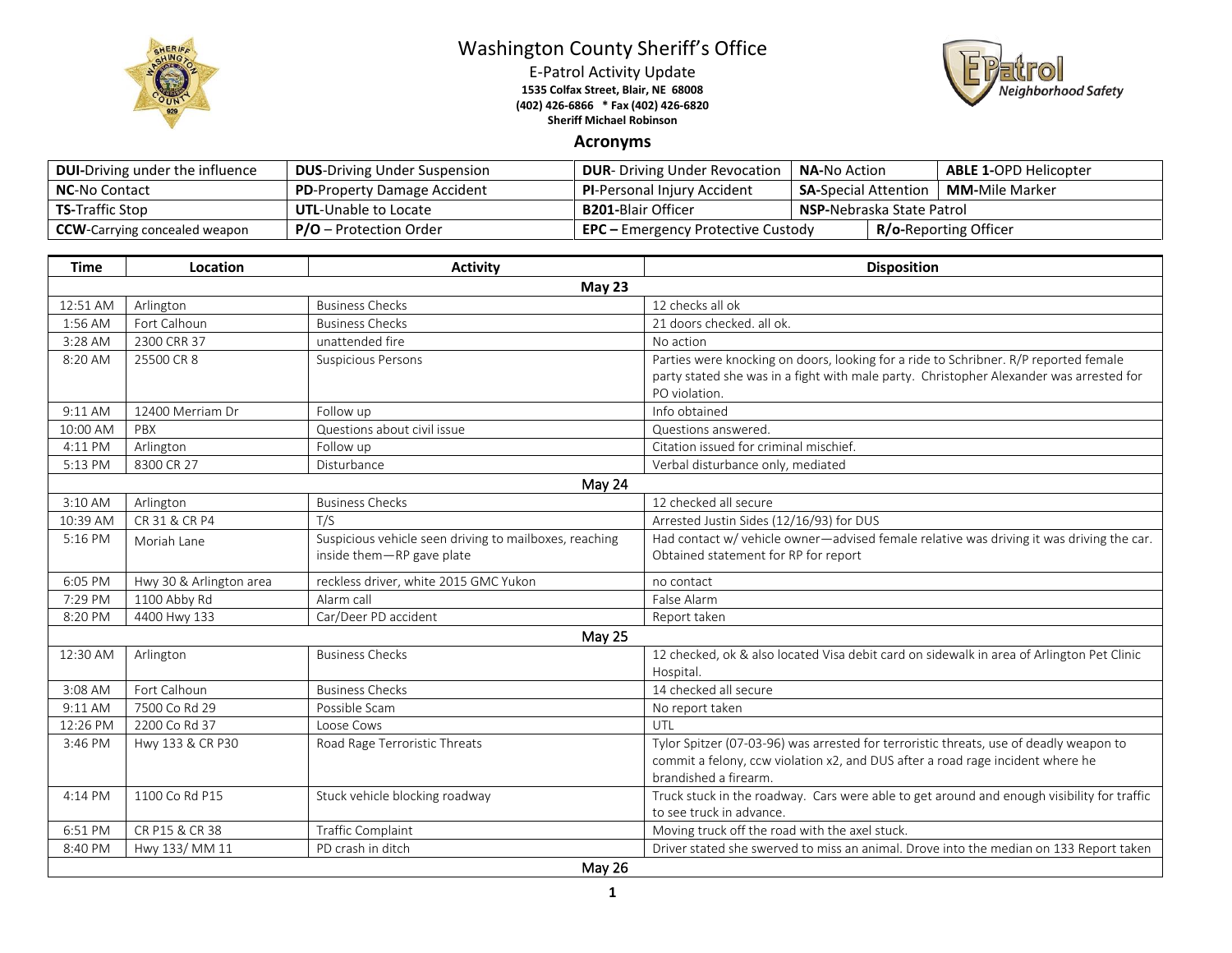# Washington County Sheriff's Office

E-Patrol Activity Update
**1535 Colfax Street, Blair, NE 68008**
**(402) 426-6866 * Fax (402) 426-6820**
**Sheriff Michael Robinson**

## Acronyms

| | | | | |
|---|---|---|---|---|
| **DUI**-Driving under the influence | **DUS**-Driving Under Suspension | **DUR**- Driving Under Revocation | **NA**-No Action | **ABLE 1**-OPD Helicopter |
| **NC**-No Contact | **PD**-Property Damage Accident | **PI**-Personal Injury Accident | **SA**-Special Attention | **MM**-Mile Marker |
| **TS**-Traffic Stop | **UTL**-Unable to Locate | **B201**-Blair Officer | **NSP**-Nebraska State Patrol | |
| **CCW**-Carrying concealed weapon | **P/O** – Protection Order | **EPC** – Emergency Protective Custody | **R/o**-Reporting Officer | |

| Time | Location | Activity | Disposition |
|---|---|---|---|
| | | **May 23** | |
| 12:51 AM | Arlington | Business Checks | 12 checks all ok |
| 1:56 AM | Fort Calhoun | Business Checks | 21 doors checked. all ok. |
| 3:28 AM | 2300 CRR 37 | unattended fire | No action |
| 8:20 AM | 25500 CR 8 | Suspicious Persons | Parties were knocking on doors, looking for a ride to Schribner. R/P reported female party stated she was in a fight with male party. Christopher Alexander was arrested for PO violation. |
| 9:11 AM | 12400 Merriam Dr | Follow up | Info obtained |
| 10:00 AM | PBX | Questions about civil issue | Questions answered. |
| 4:11 PM | Arlington | Follow up | Citation issued for criminal mischief. |
| 5:13 PM | 8300 CR 27 | Disturbance | Verbal disturbance only, mediated |
| | | **May 24** | |
| 3:10 AM | Arlington | Business Checks | 12 checked all secure |
| 10:39 AM | CR 31 & CR P4 | T/S | Arrested Justin Sides (12/16/93) for DUS |
| 5:16 PM | Moriah Lane | Suspicious vehicle seen driving to mailboxes, reaching inside them—RP gave plate | Had contact w/ vehicle owner—advised female relative was driving it was driving the car. Obtained statement for RP for report |
| 6:05 PM | Hwy 30 & Arlington area | reckless driver, white 2015 GMC Yukon | no contact |
| 7:29 PM | 1100 Abby Rd | Alarm call | False Alarm |
| 8:20 PM | 4400 Hwy 133 | Car/Deer PD accident | Report taken |
| | | **May 25** | |
| 12:30 AM | Arlington | Business Checks | 12 checked, ok & also located Visa debit card on sidewalk in area of Arlington Pet Clinic Hospital. |
| 3:08 AM | Fort Calhoun | Business Checks | 14 checked all secure |
| 9:11 AM | 7500 Co Rd 29 | Possible Scam | No report taken |
| 12:26 PM | 2200 Co Rd 37 | Loose Cows | UTL |
| 3:46 PM | Hwy 133 & CR P30 | Road Rage Terroristic Threats | Tylor Spitzer (07-03-96) was arrested for terroristic threats, use of deadly weapon to commit a felony, ccw violation x2, and DUS after a road rage incident where he brandished a firearm. |
| 4:14 PM | 1100 Co Rd P15 | Stuck vehicle blocking roadway | Truck stuck in the roadway. Cars were able to get around and enough visibility for traffic to see truck in advance. |
| 6:51 PM | CR P15 & CR 38 | Traffic Complaint | Moving truck off the road with the axel stuck. |
| 8:40 PM | Hwy 133/ MM 11 | PD crash in ditch | Driver stated she swerved to miss an animal. Drove into the median on 133 Report taken |
| | | **May 26** | |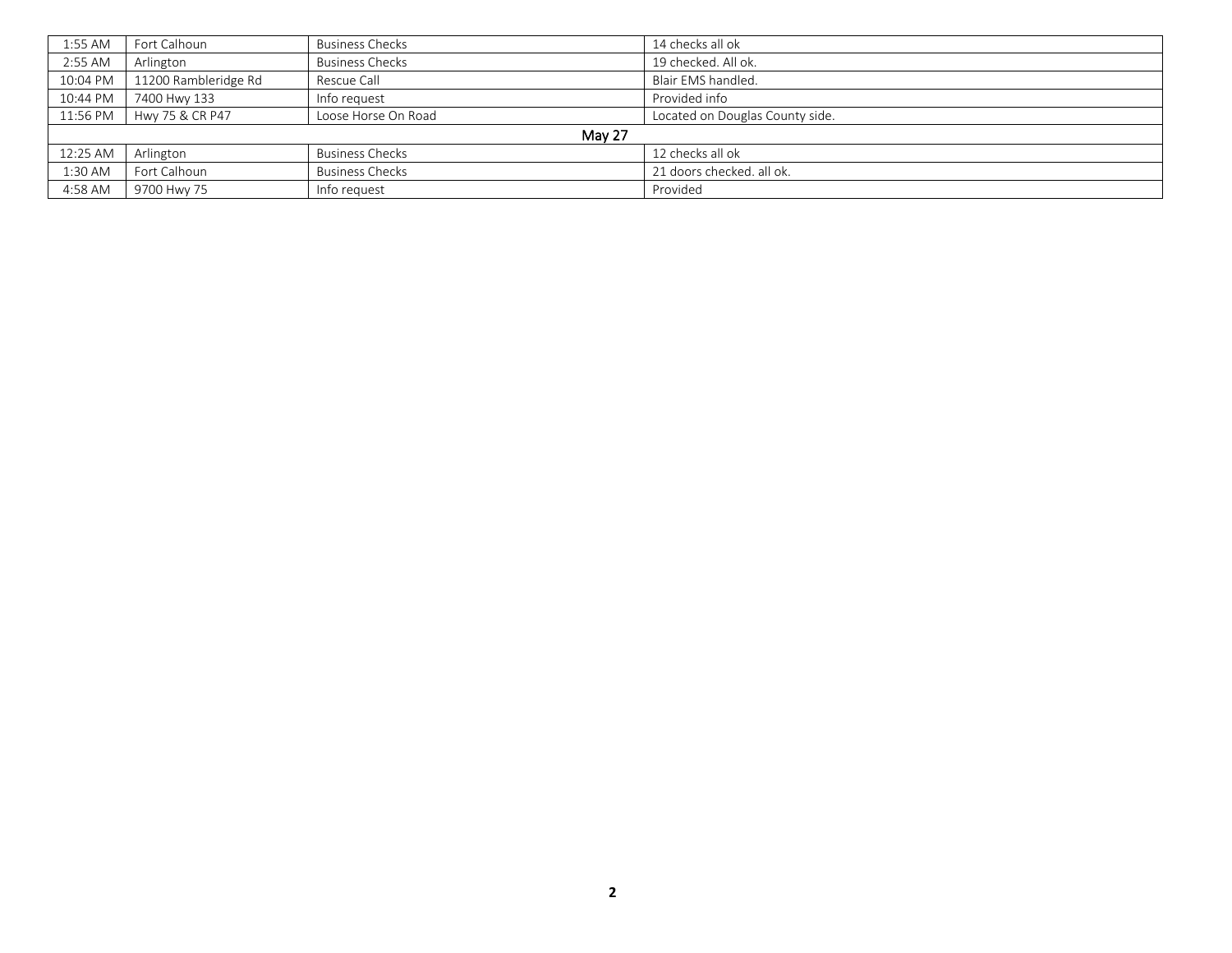| | | | |
|---|---|---|---|
| 1:55 AM | Fort Calhoun | Business Checks | 14 checks all ok |
| 2:55 AM | Arlington | Business Checks | 19 checked. All ok. |
| 10:04 PM | 11200 Rambleridge Rd | Rescue Call | Blair EMS handled. |
| 10:44 PM | 7400 Hwy 133 | Info request | Provided info |
| 11:56 PM | Hwy 75 & CR P47 | Loose Horse On Road | Located on Douglas County side. |
| May 27 | | | |
| 12:25 AM | Arlington | Business Checks | 12 checks all ok |
| 1:30 AM | Fort Calhoun | Business Checks | 21 doors checked. all ok. |
| 4:58 AM | 9700 Hwy 75 | Info request | Provided |